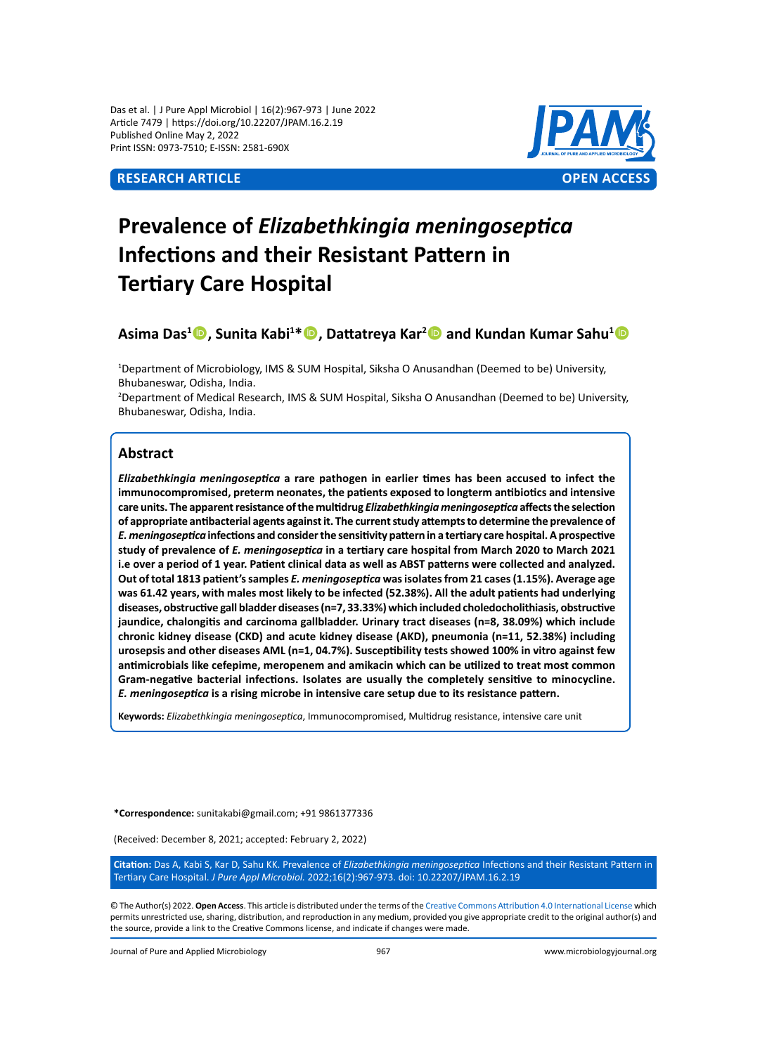RESEARCH ARTICLE

OPEN ACCESS

# Prevalence of *Elizabethkingia meningoseptica* Infections and their Resistant Pattern in Tertiary Care Hospital

**Asima Das[1], Sunita Kabi[1]*, Dattatreya Kar[2] and Kundan Kumar Sahu[1]**

[1]Department of Microbiology, IMS & SUM Hospital, Siksha O Anusandhan (Deemed to be) University, Bhubaneswar, Odisha, India.
[2]Department of Medical Research, IMS & SUM Hospital, Siksha O Anusandhan (Deemed to be) University, Bhubaneswar, Odisha, India.

## Abstract

***Elizabethkingia meningoseptica* a rare pathogen in earlier times has been accused to infect the immunocompromised, preterm neonates, the patients exposed to longterm antibiotics and intensive care units. The apparent resistance of the multidrug *Elizabethkingia meningoseptica* affects the selection of appropriate antibacterial agents against it. The current study attempts to determine the prevalence of *E. meningoseptica* infections and consider the sensitivity pattern in a tertiary care hospital. A prospective study of prevalence of *E. meningoseptica* in a tertiary care hospital from March 2020 to March 2021 i.e over a period of 1 year. Patient clinical data as well as ABST patterns were collected and analyzed. Out of total 1813 patient's samples *E. meningoseptica* was isolates from 21 cases (1.15%). Average age was 61.42 years, with males most likely to be infected (52.38%). All the adult patients had underlying diseases, obstructive gall bladder diseases (n=7, 33.33%) which included choledocholithiasis, obstructive jaundice, chalongitis and carcinoma gallbladder. Urinary tract diseases (n=8, 38.09%) which include chronic kidney disease (CKD) and acute kidney disease (AKD), pneumonia (n=11, 52.38%) including urosepsis and other diseases AML (n=1, 04.7%). Susceptibility tests showed 100% in vitro against few antimicrobials like cefepime, meropenem and amikacin which can be utilized to treat most common Gram-negative bacterial infections. Isolates are usually the completely sensitive to minocycline. *E. meningoseptica* is a rising microbe in intensive care setup due to its resistance pattern.**

**Keywords:** *Elizabethkingia meningoseptica*, Immunocompromised, Multidrug resistance, intensive care unit

***Correspondence:** sunitakabi@gmail.com; +91 9861377336

(Received: December 8, 2021; accepted: February 2, 2022)

**Citation:** Das A, Kabi S, Kar D, Sahu KK. Prevalence of *Elizabethkingia meningoseptica* Infections and their Resistant Pattern in Tertiary Care Hospital. *J Pure Appl Microbiol.* 2022;16(2):967-973. doi: 10.22207/JPAM.16.2.19

© The Author(s) 2022. **Open Access**. This article is distributed under the terms of the Creative Commons Attribution 4.0 International License which permits unrestricted use, sharing, distribution, and reproduction in any medium, provided you give appropriate credit to the original author(s) and the source, provide a link to the Creative Commons license, and indicate if changes were made.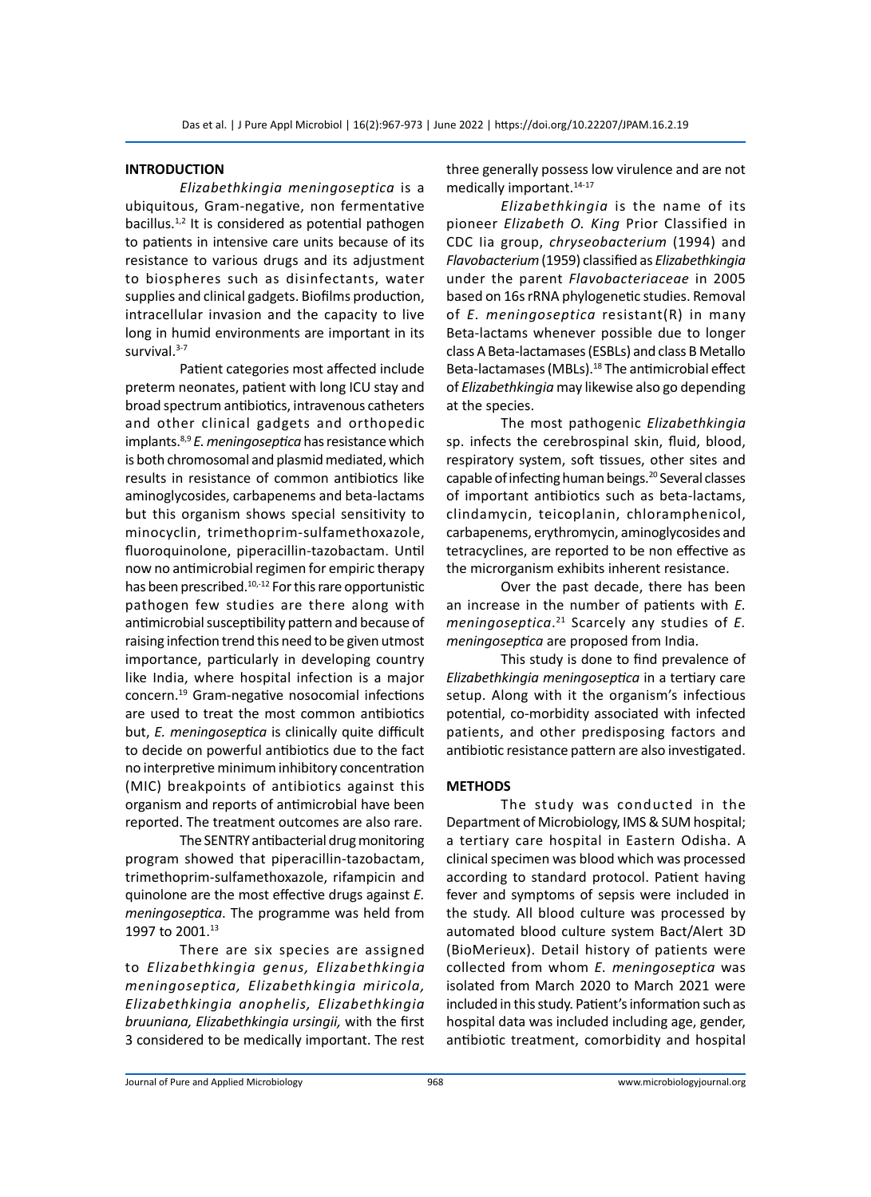## INTRODUCTION

*Elizabethkingia meningoseptica* is a ubiquitous, Gram-negative, non fermentative bacillus.[1,2] It is considered as potential pathogen to patients in intensive care units because of its resistance to various drugs and its adjustment to biospheres such as disinfectants, water supplies and clinical gadgets. Biofilms production, intracellular invasion and the capacity to live long in humid environments are important in its survival.[3-7]

Patient categories most affected include preterm neonates, patient with long ICU stay and broad spectrum antibiotics, intravenous catheters and other clinical gadgets and orthopedic implants.[8,9] *E. meningoseptica* has resistance which is both chromosomal and plasmid mediated, which results in resistance of common antibiotics like aminoglycosides, carbapenems and beta-lactams but this organism shows special sensitivity to minocyclin, trimethoprim-sulfamethoxazole, fluoroquinolone, piperacillin-tazobactam. Until now no antimicrobial regimen for empiric therapy has been prescribed.[10,-12] For this rare opportunistic pathogen few studies are there along with antimicrobial susceptibility pattern and because of raising infection trend this need to be given utmost importance, particularly in developing country like India, where hospital infection is a major concern.[19] Gram-negative nosocomial infections are used to treat the most common antibiotics but, *E. meningoseptica* is clinically quite difficult to decide on powerful antibiotics due to the fact no interpretive minimum inhibitory concentration (MIC) breakpoints of antibiotics against this organism and reports of antimicrobial have been reported. The treatment outcomes are also rare.

The SENTRY antibacterial drug monitoring program showed that piperacillin-tazobactam, trimethoprim-sulfamethoxazole, rifampicin and quinolone are the most effective drugs against *E. meningoseptica*. The programme was held from 1997 to 2001.[13]

There are six species are assigned to *Elizabethkingia genus, Elizabethkingia meningoseptica, Elizabethkingia miricola, Elizabethkingia anophelis, Elizabethkingia bruuniana, Elizabethkingia ursingii,* with the first 3 considered to be medically important. The rest three generally possess low virulence and are not medically important.[14-17]

*Elizabethkingia* is the name of its pioneer *Elizabeth O. King* Prior Classified in CDC IIa group, *chryseobacterium* (1994) and *Flavobacterium* (1959) classified as *Elizabethkingia* under the parent *Flavobacteriaceae* in 2005 based on 16s rRNA phylogenetic studies. Removal of *E. meningoseptica* resistant(R) in many Beta-lactams whenever possible due to longer class A Beta-lactamases (ESBLs) and class B Metallo Beta-lactamases (MBLs).[18] The antimicrobial effect of *Elizabethkingia* may likewise also go depending at the species.

The most pathogenic *Elizabethkingia* sp. infects the cerebrospinal skin, fluid, blood, respiratory system, soft tissues, other sites and capable of infecting human beings.[20] Several classes of important antibiotics such as beta-lactams, clindamycin, teicoplanin, chloramphenicol, carbapenems, erythromycin, aminoglycosides and tetracyclines, are reported to be non effective as the microrganism exhibits inherent resistance.

Over the past decade, there has been an increase in the number of patients with *E. meningoseptica*.[21] Scarcely any studies of *E. meningoseptica* are proposed from India.

This study is done to find prevalence of *Elizabethkingia meningoseptica* in a tertiary care setup. Along with it the organism's infectious potential, co-morbidity associated with infected patients, and other predisposing factors and antibiotic resistance pattern are also investigated.

## METHODS

The study was conducted in the Department of Microbiology, IMS & SUM hospital; a tertiary care hospital in Eastern Odisha. A clinical specimen was blood which was processed according to standard protocol. Patient having fever and symptoms of sepsis were included in the study. All blood culture was processed by automated blood culture system Bact/Alert 3D (BioMerieux). Detail history of patients were collected from whom *E. meningoseptica* was isolated from March 2020 to March 2021 were included in this study. Patient's information such as hospital data was included including age, gender, antibiotic treatment, comorbidity and hospital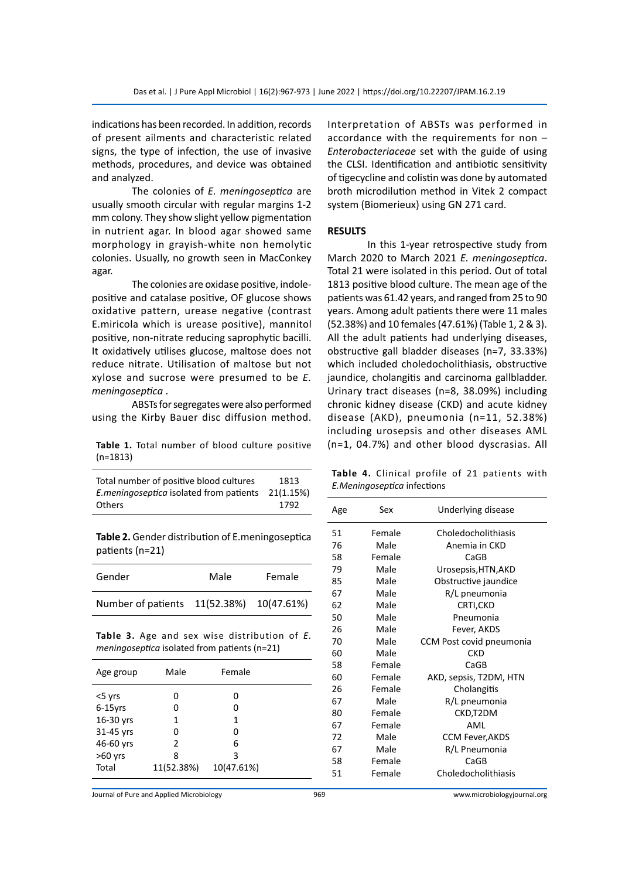indications has been recorded. In addition, records of present ailments and characteristic related signs, the type of infection, the use of invasive methods, procedures, and device was obtained and analyzed.

The colonies of *E. meningoseptica* are usually smooth circular with regular margins 1-2 mm colony. They show slight yellow pigmentation in nutrient agar. In blood agar showed same morphology in grayish-white non hemolytic colonies. Usually, no growth seen in MacConkey agar.

The colonies are oxidase positive, indole-positive and catalase positive, OF glucose shows oxidative pattern, urease negative (contrast E.miricola which is urease positive), mannitol positive, non-nitrate reducing saprophytic bacilli. It oxidatively utilises glucose, maltose does not reduce nitrate. Utilisation of maltose but not xylose and sucrose were presumed to be *E. meningoseptica* .

ABSTs for segregates were also performed using the Kirby Bauer disc diffusion method.

**Table 1.** Total number of blood culture positive (n=1813)

| | |
|---|---|
| Total number of positive blood cultures | 1813 |
| *E.meningoseptica* isolated from patients | 21(1.15%) |
| Others | 1792 |

**Table 2.** Gender distribution of E.meningoseptica patients (n=21)

| Gender | Male | Female |
|---|---|---|
| Number of patients | 11(52.38%) | 10(47.61%) |

**Table 3.** Age and sex wise distribution of *E. meningoseptica* isolated from patients (n=21)

| Age group | Male | Female |
|---|---|---|
| <5 yrs | 0 | 0 |
| 6-15yrs | 0 | 0 |
| 16-30 yrs | 1 | 1 |
| 31-45 yrs | 0 | 0 |
| 46-60 yrs | 2 | 6 |
| >60 yrs | 8 | 3 |
| Total | 11(52.38%) | 10(47.61%) |

Interpretation of ABSTs was performed in accordance with the requirements for non – *Enterobacteriaceae* set with the guide of using the CLSI. Identification and antibiotic sensitivity of tigecycline and colistin was done by automated broth microdilution method in Vitek 2 compact system (Biomerieux) using GN 271 card.

## RESULTS

In this 1-year retrospective study from March 2020 to March 2021 *E. meningoseptica*. Total 21 were isolated in this period. Out of total 1813 positive blood culture. The mean age of the patients was 61.42 years, and ranged from 25 to 90 years. Among adult patients there were 11 males (52.38%) and 10 females (47.61%) (Table 1, 2 & 3). All the adult patients had underlying diseases, obstructive gall bladder diseases (n=7, 33.33%) which included choledocholithiasis, obstructive jaundice, cholangitis and carcinoma gallbladder. Urinary tract diseases (n=8, 38.09%) including chronic kidney disease (CKD) and acute kidney disease (AKD), pneumonia (n=11, 52.38%) including urosepsis and other diseases AML (n=1, 04.7%) and other blood dyscrasias. All

**Table 4.** Clinical profile of 21 patients with *E.Meningoseptica* infections

| Age | Sex | Underlying disease |
|---|---|---|
| 51 | Female | Choledocholithiasis |
| 76 | Male | Anemia in CKD |
| 58 | Female | CaGB |
| 79 | Male | Urosepsis,HTN,AKD |
| 85 | Male | Obstructive jaundice |
| 67 | Male | R/L pneumonia |
| 62 | Male | CRTI,CKD |
| 50 | Male | Pneumonia |
| 26 | Male | Fever, AKDS |
| 70 | Male | CCM Post covid pneumonia |
| 60 | Male | CKD |
| 58 | Female | CaGB |
| 60 | Female | AKD, sepsis, T2DM, HTN |
| 26 | Female | Cholangitis |
| 67 | Male | R/L pneumonia |
| 80 | Female | CKD,T2DM |
| 67 | Female | AML |
| 72 | Male | CCM Fever,AKDS |
| 67 | Male | R/L Pneumonia |
| 58 | Female | CaGB |
| 51 | Female | Choledocholithiasis |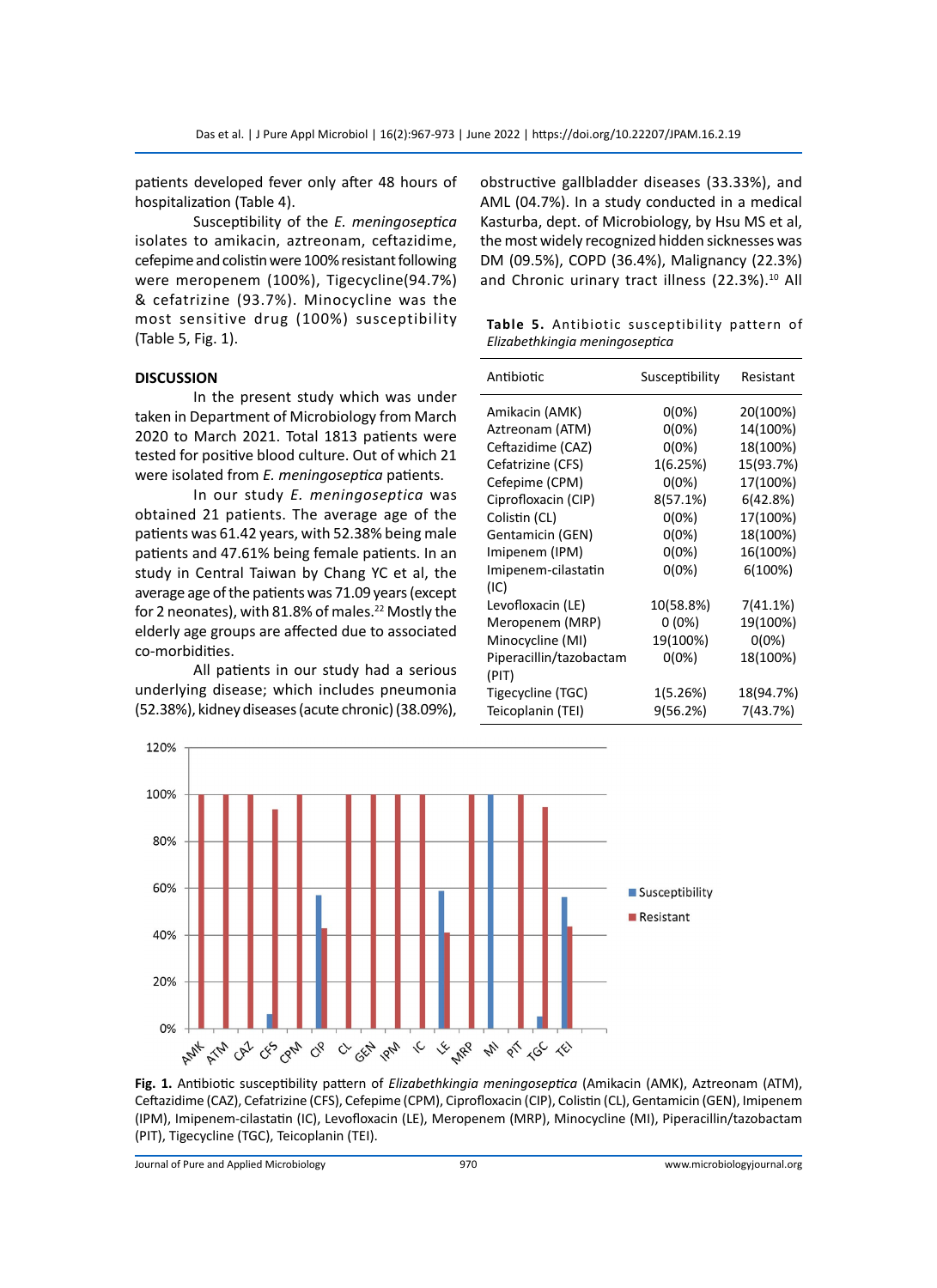patients developed fever only after 48 hours of hospitalization (Table 4).

Susceptibility of the *E. meningoseptica* isolates to amikacin, aztreonam, ceftazidime, cefepime and colistin were 100% resistant following were meropenem (100%), Tigecycline(94.7%) & cefatrizine (93.7%). Minocycline was the most sensitive drug (100%) susceptibility (Table 5, Fig. 1).

## DISCUSSION

In the present study which was under taken in Department of Microbiology from March 2020 to March 2021. Total 1813 patients were tested for positive blood culture. Out of which 21 were isolated from *E. meningoseptica* patients.

In our study *E. meningoseptica* was obtained 21 patients. The average age of the patients was 61.42 years, with 52.38% being male patients and 47.61% being female patients. In an study in Central Taiwan by Chang YC et al, the average age of the patients was 71.09 years (except for 2 neonates), with 81.8% of males.[22] Mostly the elderly age groups are affected due to associated co-morbidities.

All patients in our study had a serious underlying disease; which includes pneumonia (52.38%), kidney diseases (acute chronic) (38.09%), obstructive gallbladder diseases (33.33%), and AML (04.7%). In a study conducted in a medical Kasturba, dept. of Microbiology, by Hsu MS et al, the most widely recognized hidden sicknesses was DM (09.5%), COPD (36.4%), Malignancy (22.3%) and Chronic urinary tract illness (22.3%).[10] All

**Table 5.** Antibiotic susceptibility pattern of *Elizabethkingia meningoseptica*

| Antibiotic | Susceptibility | Resistant |
|---|---|---|
| Amikacin (AMK) | 0(0%) | 20(100%) |
| Aztreonam (ATM) | 0(0%) | 14(100%) |
| Ceftazidime (CAZ) | 0(0%) | 18(100%) |
| Cefatrizine (CFS) | 1(6.25%) | 15(93.7%) |
| Cefepime (CPM) | 0(0%) | 17(100%) |
| Ciprofloxacin (CIP) | 8(57.1%) | 6(42.8%) |
| Colistin (CL) | 0(0%) | 17(100%) |
| Gentamicin (GEN) | 0(0%) | 18(100%) |
| Imipenem (IPM) | 0(0%) | 16(100%) |
| Imipenem-cilastatin (IC) | 0(0%) | 6(100%) |
| Levofloxacin (LE) | 10(58.8%) | 7(41.1%) |
| Meropenem (MRP) | 0 (0%) | 19(100%) |
| Minocycline (MI) | 19(100%) | 0(0%) |
| Piperacillin/tazobactam (PIT) | 0(0%) | 18(100%) |
| Tigecycline (TGC) | 1(5.26%) | 18(94.7%) |
| Teicoplanin (TEI) | 9(56.2%) | 7(43.7%) |

**Fig. 1.** Antibiotic susceptibility pattern of *Elizabethkingia meningoseptica* (Amikacin (AMK), Aztreonam (ATM), Ceftazidime (CAZ), Cefatrizine (CFS), Cefepime (CPM), Ciprofloxacin (CIP), Colistin (CL), Gentamicin (GEN), Imipenem (IPM), Imipenem-cilastatin (IC), Levofloxacin (LE), Meropenem (MRP), Minocycline (MI), Piperacillin/tazobactam (PIT), Tigecycline (TGC), Teicoplanin (TEI).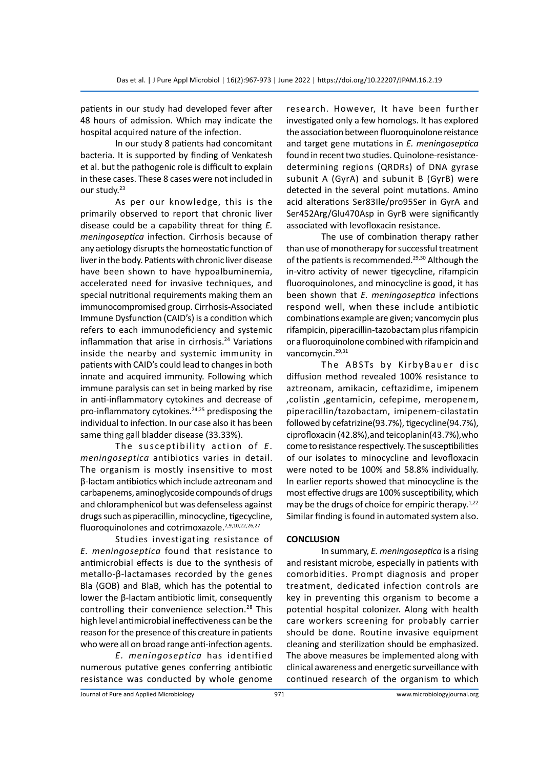patients in our study had developed fever after 48 hours of admission. Which may indicate the hospital acquired nature of the infection.

In our study 8 patients had concomitant bacteria. It is supported by finding of Venkatesh et al. but the pathogenic role is difficult to explain in these cases. These 8 cases were not included in our study.[23]

As per our knowledge, this is the primarily observed to report that chronic liver disease could be a capability threat for thing *E. meningoseptica* infection. Cirrhosis because of any aetiology disrupts the homeostatic function of liver in the body. Patients with chronic liver disease have been shown to have hypoalbuminemia, accelerated need for invasive techniques, and special nutritional requirements making them an immunocompromised group. Cirrhosis-Associated Immune Dysfunction (CAID's) is a condition which refers to each immunodeficiency and systemic inflammation that arise in cirrhosis.[24] Variations inside the nearby and systemic immunity in patients with CAID's could lead to changes in both innate and acquired immunity. Following which immune paralysis can set in being marked by rise in anti-inflammatory cytokines and decrease of pro-inflammatory cytokines.[24,25] predisposing the individual to infection. In our case also it has been same thing gall bladder disease (33.33%).

The susceptibility action of *E. meningoseptica* antibiotics varies in detail. The organism is mostly insensitive to most β-lactam antibiotics which include aztreonam and carbapenems, aminoglycoside compounds of drugs and chloramphenicol but was defenseless against drugs such as piperacillin, minocycline, tigecycline, fluoroquinolones and cotrimoxazole.[7,9,10,22,26,27]

Studies investigating resistance of *E. meningoseptica* found that resistance to antimicrobial effects is due to the synthesis of metallo-β-lactamases recorded by the genes Bla (GOB) and BlaB, which has the potential to lower the β-lactam antibiotic limit, consequently controlling their convenience selection.[28] This high level antimicrobial ineffectiveness can be the reason for the presence of this creature in patients who were all on broad range anti-infection agents.

*E. meningoseptica* has identified numerous putative genes conferring antibiotic resistance was conducted by whole genome research. However, It have been further investigated only a few homologs. It has explored the association between fluoroquinolone reistance and target gene mutations in *E. meningoseptica* found in recent two studies. Quinolone-resistance-determining regions (QRDRs) of DNA gyrase subunit A (GyrA) and subunit B (GyrB) were detected in the several point mutations. Amino acid alterations Ser83Ile/pro95Ser in GyrA and Ser452Arg/Glu470Asp in GyrB were significantly associated with levofloxacin resistance.

The use of combination therapy rather than use of monotherapy for successful treatment of the patients is recommended.[29,30] Although the in-vitro activity of newer tigecycline, rifampicin fluoroquinolones, and minocycline is good, it has been shown that *E. meningoseptica* infections respond well, when these include antibiotic combinations example are given; vancomycin plus rifampicin, piperacillin-tazobactam plus rifampicin or a fluoroquinolone combined with rifampicin and vancomycin.[29,31]

The ABSTs by KirbyBauer disc diffusion method revealed 100% resistance to aztreonam, amikacin, ceftazidime, imipenem ,colistin ,gentamicin, cefepime, meropenem, piperacillin/tazobactam, imipenem-cilastatin followed by cefatrizine(93.7%), tigecycline(94.7%), ciprofloxacin (42.8%),and teicoplanin(43.7%),who come to resistance respectively. The susceptibilities of our isolates to minocycline and levofloxacin were noted to be 100% and 58.8% individually. In earlier reports showed that minocycline is the most effective drugs are 100% susceptibility, which may be the drugs of choice for empiric therapy.[1,22] Similar finding is found in automated system also.

## CONCLUSION

In summary, *E. meningoseptica* is a rising and resistant microbe, especially in patients with comorbidities. Prompt diagnosis and proper treatment, dedicated infection controls are key in preventing this organism to become a potential hospital colonizer. Along with health care workers screening for probably carrier should be done. Routine invasive equipment cleaning and sterilization should be emphasized. The above measures be implemented along with clinical awareness and energetic surveillance with continued research of the organism to which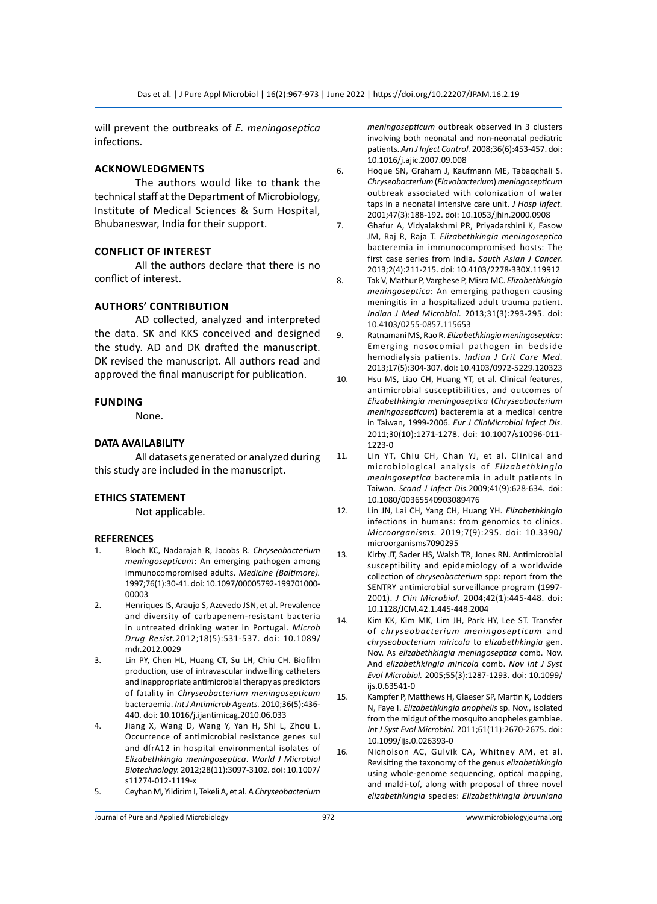will prevent the outbreaks of *E. meningoseptica* infections.

## ACKNOWLEDGMENTS

The authors would like to thank the technical staff at the Department of Microbiology, Institute of Medical Sciences & Sum Hospital, Bhubaneswar, India for their support.

## CONFLICT OF INTEREST

All the authors declare that there is no conflict of interest.

## AUTHORS' CONTRIBUTION

AD collected, analyzed and interpreted the data. SK and KKS conceived and designed the study. AD and DK drafted the manuscript. DK revised the manuscript. All authors read and approved the final manuscript for publication.

## FUNDING

None.

## DATA AVAILABILITY

All datasets generated or analyzed during this study are included in the manuscript.

## ETHICS STATEMENT

Not applicable.

## REFERENCES

1. Bloch KC, Nadarajah R, Jacobs R. *Chryseobacterium meningosepticum*: An emerging pathogen among immunocompromised adults. *Medicine (Baltimore).* 1997;76(1):30-41. doi: 10.1097/00005792-199701000-00003
2. Henriques IS, Araujo S, Azevedo JSN, et al. Prevalence and diversity of carbapenem-resistant bacteria in untreated drinking water in Portugal. *Microb Drug Resist.* 2012;18(5):531-537. doi: 10.1089/mdr.2012.0029
3. Lin PY, Chen HL, Huang CT, Su LH, Chiu CH. Biofilm production, use of intravascular indwelling catheters and inappropriate antimicrobial therapy as predictors of fatality in *Chryseobacterium meningosepticum* bacteraemia. *Int J Antimicrob Agents.* 2010;36(5):436-440. doi: 10.1016/j.ijantimicag.2010.06.033
4. Jiang X, Wang D, Wang Y, Yan H, Shi L, Zhou L. Occurrence of antimicrobial resistance genes sul and dfrA12 in hospital environmental isolates of *Elizabethkingia meningoseptica*. *World J Microbiol Biotechnology.* 2012;28(11):3097-3102. doi: 10.1007/s11274-012-1119-x
5. Ceyhan M, Yildirim I, Tekeli A, et al. A *Chryseobacterium meningosepticum* outbreak observed in 3 clusters involving both neonatal and non-neonatal pediatric patients. *Am J Infect Control.* 2008;36(6):453-457. doi: 10.1016/j.ajic.2007.09.008
6. Hoque SN, Graham J, Kaufmann ME, Tabaqchali S. *Chryseobacterium* (*Flavobacterium*) *meningosepticum* outbreak associated with colonization of water taps in a neonatal intensive care unit. *J Hosp Infect.* 2001;47(3):188-192. doi: 10.1053/jhin.2000.0908
7. Ghafur A, Vidyalakshmi PR, Priyadarshini K, Easow JM, Raj R, Raja T. *Elizabethkingia meningoseptica* bacteremia in immunocompromised hosts: The first case series from India. *South Asian J Cancer.* 2013;2(4):211-215. doi: 10.4103/2278-330X.119912
8. Tak V, Mathur P, Varghese P, Misra MC. *Elizabethkingia meningoseptica*: An emerging pathogen causing meningitis in a hospitalized adult trauma patient. *Indian J Med Microbiol.* 2013;31(3):293-295. doi: 10.4103/0255-0857.115653
9. Ratnamani MS, Rao R. *Elizabethkingia meningoseptica*: Emerging nosocomial pathogen in bedside hemodialysis patients. *Indian J Crit Care Med.* 2013;17(5):304-307. doi: 10.4103/0972-5229.120323
10. Hsu MS, Liao CH, Huang YT, et al. Clinical features, antimicrobial susceptibilities, and outcomes of *Elizabethkingia meningoseptica* (*Chryseobacterium meningosepticum*) bacteremia at a medical centre in Taiwan, 1999-2006. *Eur J ClinMicrobiol Infect Dis.* 2011;30(10):1271-1278. doi: 10.1007/s10096-011-1223-0
11. Lin YT, Chiu CH, Chan YJ, et al. Clinical and microbiological analysis of *Elizabethkingia meningoseptica* bacteremia in adult patients in Taiwan. *Scand J Infect Dis.* 2009;41(9):628-634. doi: 10.1080/00365540903089476
12. Lin JN, Lai CH, Yang CH, Huang YH. *Elizabethkingia* infections in humans: from genomics to clinics. *Microorganisms.* 2019;7(9):295. doi: 10.3390/microorganisms7090295
13. Kirby JT, Sader HS, Walsh TR, Jones RN. Antimicrobial susceptibility and epidemiology of a worldwide collection of *chryseobacterium* spp: report from the SENTRY antimicrobial surveillance program (1997-2001). *J Clin Microbiol.* 2004;42(1):445-448. doi: 10.1128/JCM.42.1.445-448.2004
14. Kim KK, Kim MK, Lim JH, Park HY, Lee ST. Transfer of *chryseobacterium meningosepticum* and *chryseobacterium miricola* to *elizabethkingia* gen. Nov. As *elizabethkingia meningoseptica* comb. Nov. And *elizabethkingia miricola* comb. *Nov Int J Syst Evol Microbiol.* 2005;55(3):1287-1293. doi: 10.1099/ijs.0.63541-0
15. Kampfer P, Matthews H, Glaeser SP, Martin K, Lodders N, Faye I. *Elizabethkingia anophelis* sp. Nov., isolated from the midgut of the mosquito anopheles gambiae. *Int J Syst Evol Microbiol.* 2011;61(11):2670-2675. doi: 10.1099/ijs.0.026393-0
16. Nicholson AC, Gulvik CA, Whitney AM, et al. Revisiting the taxonomy of the genus *elizabethkingia* using whole-genome sequencing, optical mapping, and maldi-tof, along with proposal of three novel *elizabethkingia* species: *Elizabethkingia bruuniana*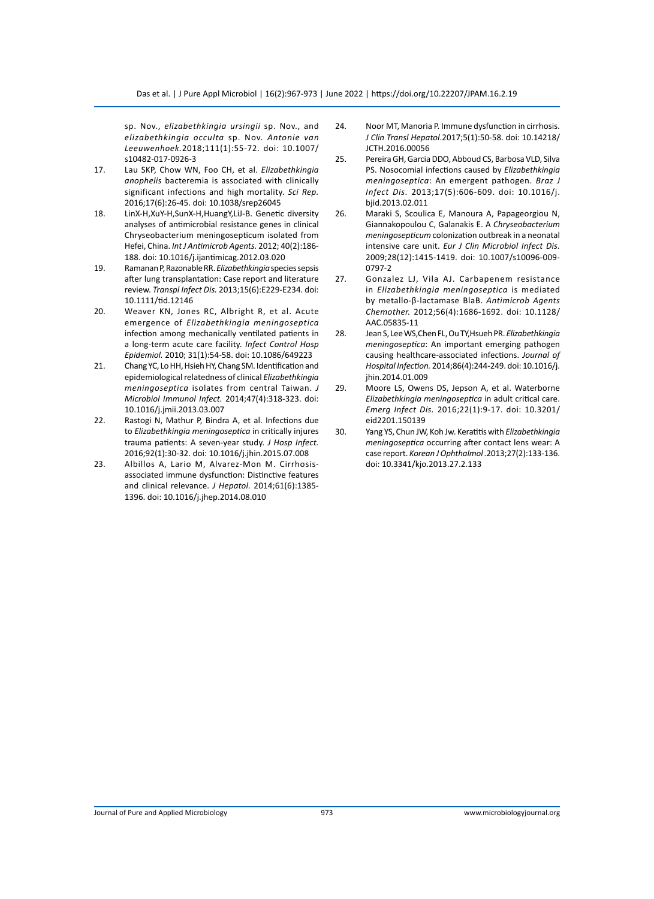sp. Nov., *elizabethkingia ursingii* sp. Nov., and *elizabethkingia occulta* sp. Nov. *Antonie van Leeuwenhoek.*2018;111(1):55-72. doi: 10.1007/s10482-017-0926-3

17. Lau SKP, Chow WN, Foo CH, et al. *Elizabethkingia anophelis* bacteremia is associated with clinically significant infections and high mortality. *Sci Rep.* 2016;17(6):26-45. doi: 10.1038/srep26045
18. LinX-H,XuY-H,SunX-H,HuangY,LiJ-B. Genetic diversity analyses of antimicrobial resistance genes in clinical Chryseobacterium meningosepticum isolated from Hefei, China. *Int J Antimicrob Agents.* 2012; 40(2):186-188. doi: 10.1016/j.ijantimicag.2012.03.020
19. Ramanan P, Razonable RR. *Elizabethkingia* species sepsis after lung transplantation: Case report and literature review. *Transpl Infect Dis.* 2013;15(6):E229-E234. doi: 10.1111/tid.12146
20. Weaver KN, Jones RC, Albright R, et al. Acute emergence of *Elizabethkingia meningoseptica* infection among mechanically ventilated patients in a long-term acute care facility. *Infect Control Hosp Epidemiol.* 2010; 31(1):54-58. doi: 10.1086/649223
21. Chang YC, Lo HH, Hsieh HY, Chang SM. Identification and epidemiological relatedness of clinical *Elizabethkingia meningoseptica* isolates from central Taiwan. *J Microbiol Immunol Infect.* 2014;47(4):318-323. doi: 10.1016/j.jmii.2013.03.007
22. Rastogi N, Mathur P, Bindra A, et al. Infections due to *Elizabethkingia meningoseptica* in critically injures trauma patients: A seven-year study. *J Hosp Infect.* 2016;92(1):30-32. doi: 10.1016/j.jhin.2015.07.008
23. Albillos A, Lario M, Alvarez-Mon M. Cirrhosis-associated immune dysfunction: Distinctive features and clinical relevance. *J Hepatol.* 2014;61(6):1385-1396. doi: 10.1016/j.jhep.2014.08.010
24. Noor MT, Manoria P. Immune dysfunction in cirrhosis. *J Clin Transl Hepatol.*2017;5(1):50-58. doi: 10.14218/JCTH.2016.00056
25. Pereira GH, Garcia DDO, Abboud CS, Barbosa VLD, Silva PS. Nosocomial infections caused by *Elizabethkingia meningoseptica*: An emergent pathogen. *Braz J Infect Dis.* 2013;17(5):606-609. doi: 10.1016/j.bjid.2013.02.011
26. Maraki S, Scoulica E, Manoura A, Papageorgiou N, Giannakopoulou C, Galanakis E. A *Chryseobacterium meningosepticum* colonization outbreak in a neonatal intensive care unit. *Eur J Clin Microbiol Infect Dis.* 2009;28(12):1415-1419. doi: 10.1007/s10096-009-0797-2
27. Gonzalez LJ, Vila AJ. Carbapenem resistance in *Elizabethkingia meningoseptica* is mediated by metallo-β-lactamase BlaB. *Antimicrob Agents Chemother.* 2012;56(4):1686-1692. doi: 10.1128/AAC.05835-11
28. Jean S, Lee WS,Chen FL, Ou TY,Hsueh PR. *Elizabethkingia meningoseptica*: An important emerging pathogen causing healthcare-associated infections. *Journal of Hospital Infection.* 2014;86(4):244-249. doi: 10.1016/j.jhin.2014.01.009
29. Moore LS, Owens DS, Jepson A, et al. Waterborne *Elizabethkingia meningoseptica* in adult critical care. *Emerg Infect Dis.* 2016;22(1):9-17. doi: 10.3201/eid2201.150139
30. Yang YS, Chun JW, Koh Jw. Keratitis with *Elizabethkingia meningoseptica* occurring after contact lens wear: A case report. *Korean J Ophthalmol* .2013;27(2):133-136. doi: 10.3341/kjo.2013.27.2.133